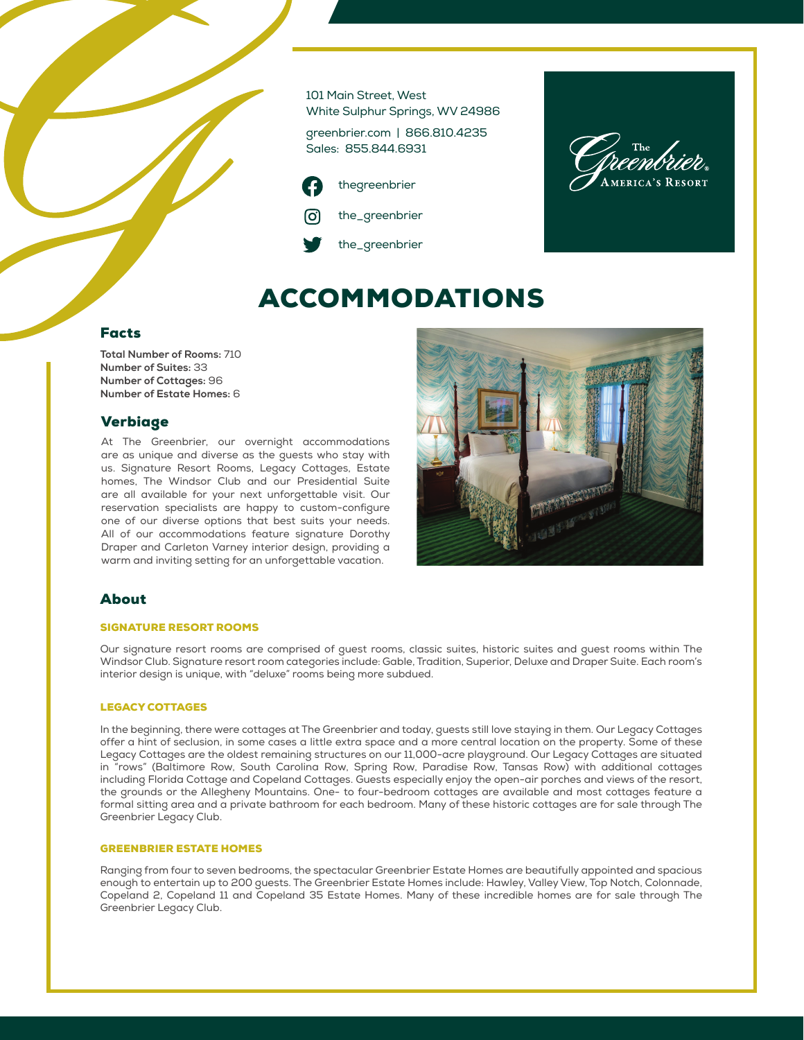101 Main Street, West
White Sulphur Springs, WV 24986

greenbrier.com | 866.810.4235
Sales: 855.844.6931

thegreenbrier

the_greenbrier

the_greenbrier

The Greenbrier® America's Resort

# ACCOMMODATIONS

## Facts

**Total Number of Rooms:** 710
**Number of Suites:** 33
**Number of Cottages:** 96
**Number of Estate Homes:** 6

## Verbiage

At The Greenbrier, our overnight accommodations are as unique and diverse as the guests who stay with us. Signature Resort Rooms, Legacy Cottages, Estate homes, The Windsor Club and our Presidential Suite are all available for your next unforgettable visit. Our reservation specialists are happy to custom-configure one of our diverse options that best suits your needs. All of our accommodations feature signature Dorothy Draper and Carleton Varney interior design, providing a warm and inviting setting for an unforgettable vacation.

## About

### SIGNATURE RESORT ROOMS

Our signature resort rooms are comprised of guest rooms, classic suites, historic suites and guest rooms within The Windsor Club. Signature resort room categories include: Gable, Tradition, Superior, Deluxe and Draper Suite. Each room's interior design is unique, with "deluxe" rooms being more subdued.

### LEGACY COTTAGES

In the beginning, there were cottages at The Greenbrier and today, guests still love staying in them. Our Legacy Cottages offer a hint of seclusion, in some cases a little extra space and a more central location on the property. Some of these Legacy Cottages are the oldest remaining structures on our 11,000-acre playground. Our Legacy Cottages are situated in "rows" (Baltimore Row, South Carolina Row, Spring Row, Paradise Row, Tansas Row) with additional cottages including Florida Cottage and Copeland Cottages. Guests especially enjoy the open-air porches and views of the resort, the grounds or the Allegheny Mountains. One- to four-bedroom cottages are available and most cottages feature a formal sitting area and a private bathroom for each bedroom. Many of these historic cottages are for sale through The Greenbrier Legacy Club.

### GREENBRIER ESTATE HOMES

Ranging from four to seven bedrooms, the spectacular Greenbrier Estate Homes are beautifully appointed and spacious enough to entertain up to 200 guests. The Greenbrier Estate Homes include: Hawley, Valley View, Top Notch, Colonnade, Copeland 2, Copeland 11 and Copeland 35 Estate Homes. Many of these incredible homes are for sale through The Greenbrier Legacy Club.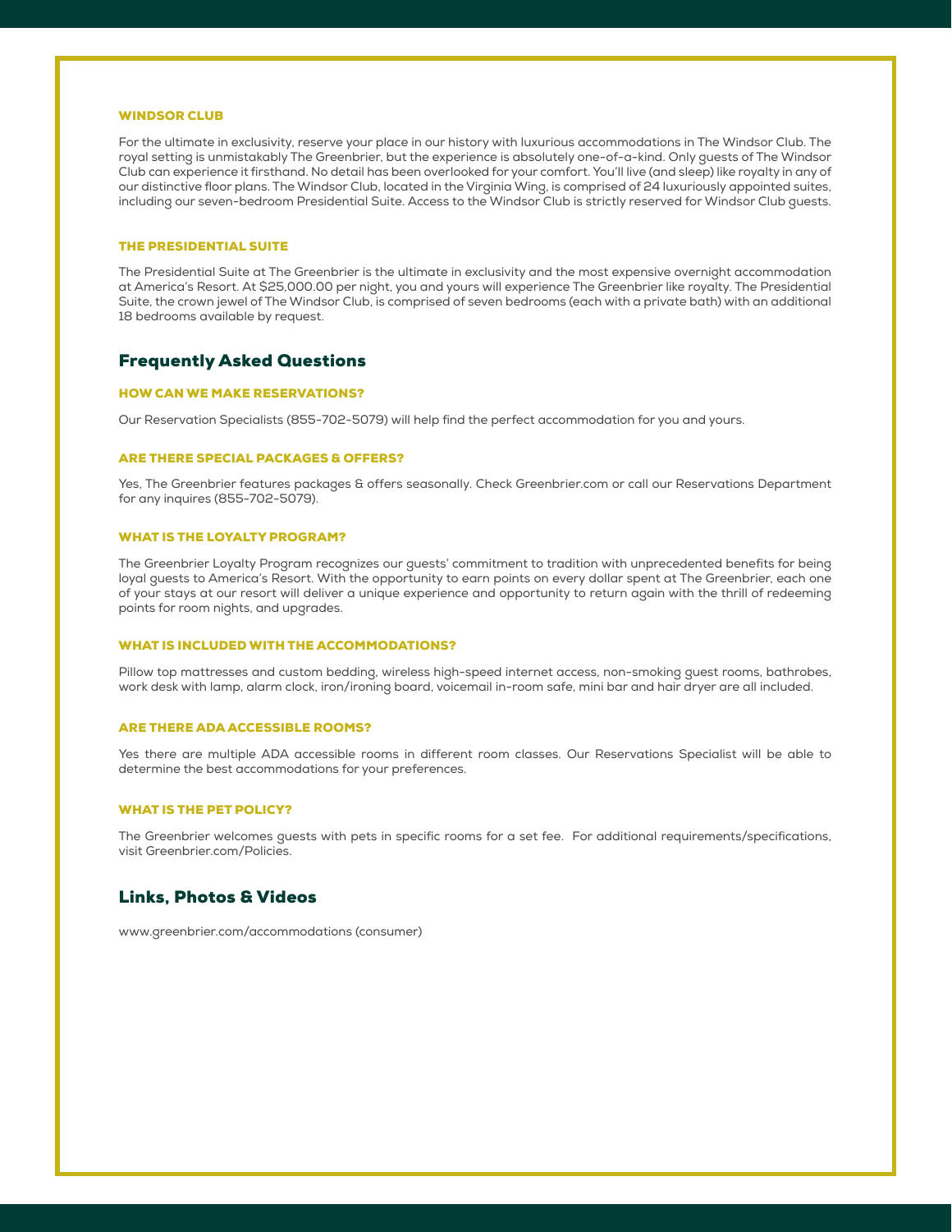### WINDSOR CLUB

For the ultimate in exclusivity, reserve your place in our history with luxurious accommodations in The Windsor Club. The royal setting is unmistakably The Greenbrier, but the experience is absolutely one-of-a-kind. Only guests of The Windsor Club can experience it firsthand. No detail has been overlooked for your comfort. You'll live (and sleep) like royalty in any of our distinctive floor plans. The Windsor Club, located in the Virginia Wing, is comprised of 24 luxuriously appointed suites, including our seven-bedroom Presidential Suite. Access to the Windsor Club is strictly reserved for Windsor Club guests.

### THE PRESIDENTIAL SUITE

The Presidential Suite at The Greenbrier is the ultimate in exclusivity and the most expensive overnight accommodation at America's Resort. At $25,000.00 per night, you and yours will experience The Greenbrier like royalty. The Presidential Suite, the crown jewel of The Windsor Club, is comprised of seven bedrooms (each with a private bath) with an additional 18 bedrooms available by request.

## Frequently Asked Questions

### HOW CAN WE MAKE RESERVATIONS?

Our Reservation Specialists (855-702-5079) will help find the perfect accommodation for you and yours.

### ARE THERE SPECIAL PACKAGES & OFFERS?

Yes, The Greenbrier features packages & offers seasonally. Check Greenbrier.com or call our Reservations Department for any inquires (855-702-5079).

### WHAT IS THE LOYALTY PROGRAM?

The Greenbrier Loyalty Program recognizes our guests' commitment to tradition with unprecedented benefits for being loyal guests to America's Resort. With the opportunity to earn points on every dollar spent at The Greenbrier, each one of your stays at our resort will deliver a unique experience and opportunity to return again with the thrill of redeeming points for room nights, and upgrades.

### WHAT IS INCLUDED WITH THE ACCOMMODATIONS?

Pillow top mattresses and custom bedding, wireless high-speed internet access, non-smoking guest rooms, bathrobes, work desk with lamp, alarm clock, iron/ironing board, voicemail in-room safe, mini bar and hair dryer are all included.

### ARE THERE ADA ACCESSIBLE ROOMS?

Yes there are multiple ADA accessible rooms in different room classes. Our Reservations Specialist will be able to determine the best accommodations for your preferences.

### WHAT IS THE PET POLICY?

The Greenbrier welcomes guests with pets in specific rooms for a set fee. For additional requirements/specifications, visit Greenbrier.com/Policies.

## Links, Photos & Videos

www.greenbrier.com/accommodations (consumer)